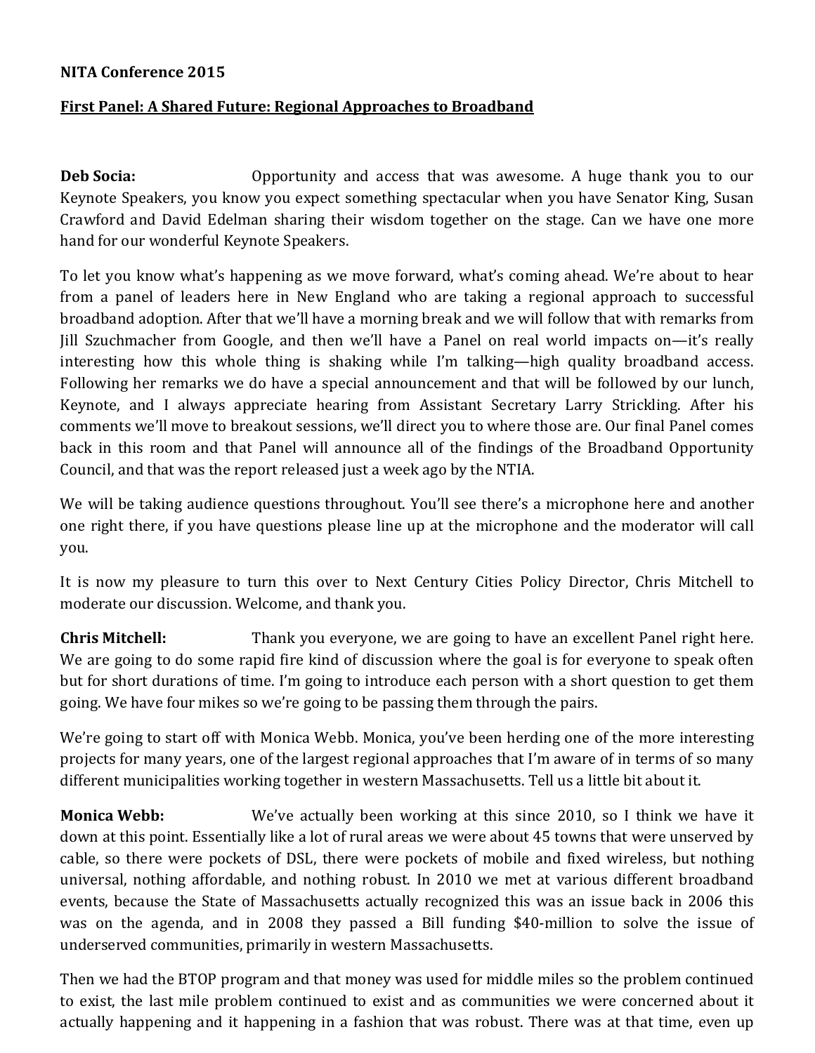**NITA Conference 2015**

**First Panel: A Shared Future: Regional Approaches to Broadband**

**Deb Socia:** Opportunity and access that was awesome. A huge thank you to our Keynote Speakers, you know you expect something spectacular when you have Senator King, Susan Crawford and David Edelman sharing their wisdom together on the stage. Can we have one more hand for our wonderful Keynote Speakers.

To let you know what's happening as we move forward, what's coming ahead. We're about to hear from a panel of leaders here in New England who are taking a regional approach to successful broadband adoption. After that we'll have a morning break and we will follow that with remarks from Jill Szuchmacher from Google, and then we'll have a Panel on real world impacts on—it's really interesting how this whole thing is shaking while I'm talking—high quality broadband access. Following her remarks we do have a special announcement and that will be followed by our lunch, Keynote, and I always appreciate hearing from Assistant Secretary Larry Strickling. After his comments we'll move to breakout sessions, we'll direct you to where those are. Our final Panel comes back in this room and that Panel will announce all of the findings of the Broadband Opportunity Council, and that was the report released just a week ago by the NTIA.

We will be taking audience questions throughout. You'll see there's a microphone here and another one right there, if you have questions please line up at the microphone and the moderator will call you.

It is now my pleasure to turn this over to Next Century Cities Policy Director, Chris Mitchell to moderate our discussion. Welcome, and thank you.

**Chris Mitchell:** Thank you everyone, we are going to have an excellent Panel right here. We are going to do some rapid fire kind of discussion where the goal is for everyone to speak often but for short durations of time. I'm going to introduce each person with a short question to get them going. We have four mikes so we're going to be passing them through the pairs.

We're going to start off with Monica Webb. Monica, you've been herding one of the more interesting projects for many years, one of the largest regional approaches that I'm aware of in terms of so many different municipalities working together in western Massachusetts. Tell us a little bit about it.

**Monica Webb:** We've actually been working at this since 2010, so I think we have it down at this point. Essentially like a lot of rural areas we were about 45 towns that were unserved by cable, so there were pockets of DSL, there were pockets of mobile and fixed wireless, but nothing universal, nothing affordable, and nothing robust. In 2010 we met at various different broadband events, because the State of Massachusetts actually recognized this was an issue back in 2006 this was on the agenda, and in 2008 they passed a Bill funding $40-million to solve the issue of underserved communities, primarily in western Massachusetts.

Then we had the BTOP program and that money was used for middle miles so the problem continued to exist, the last mile problem continued to exist and as communities we were concerned about it actually happening and it happening in a fashion that was robust. There was at that time, even up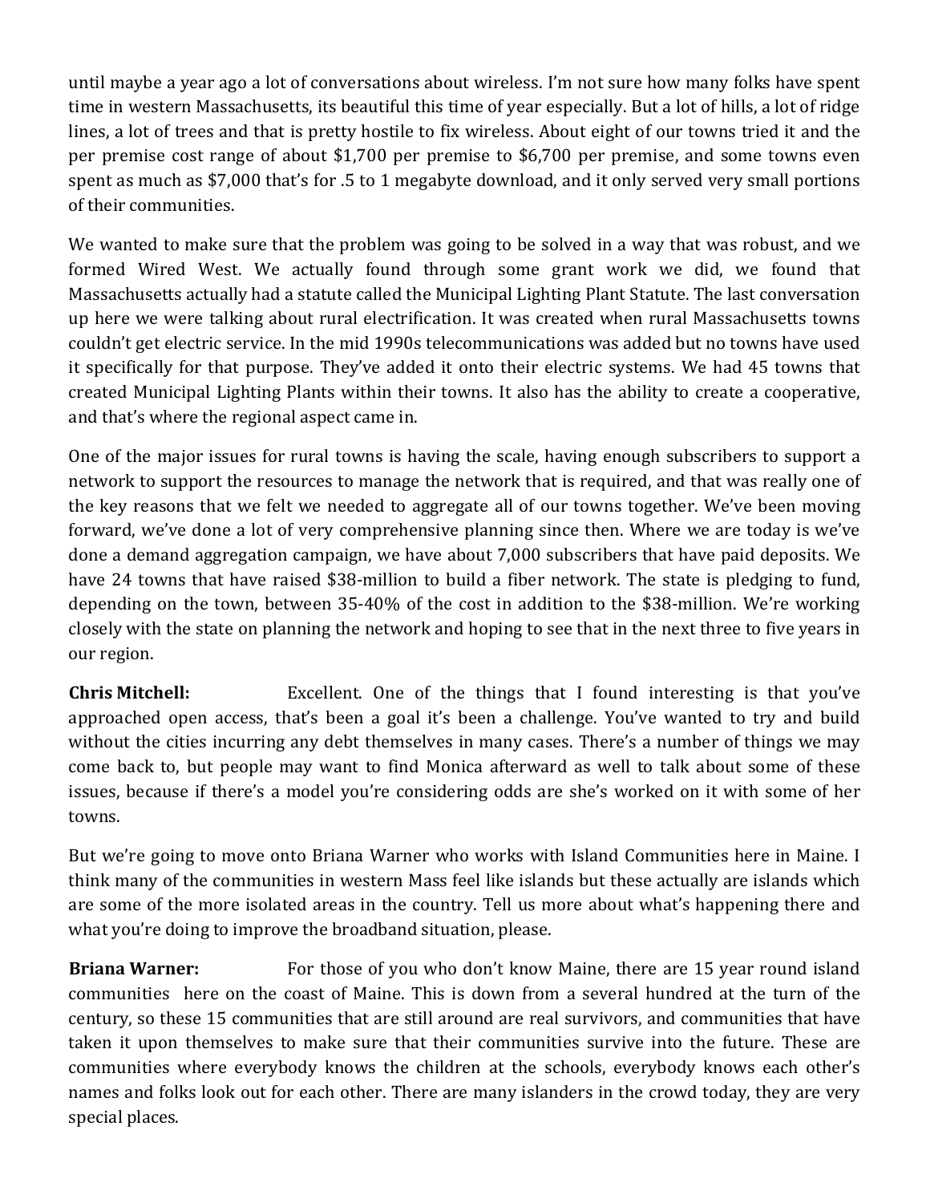until maybe a year ago a lot of conversations about wireless. I'm not sure how many folks have spent time in western Massachusetts, its beautiful this time of year especially. But a lot of hills, a lot of ridge lines, a lot of trees and that is pretty hostile to fix wireless. About eight of our towns tried it and the per premise cost range of about $1,700 per premise to $6,700 per premise, and some towns even spent as much as $7,000 that's for .5 to 1 megabyte download, and it only served very small portions of their communities.

We wanted to make sure that the problem was going to be solved in a way that was robust, and we formed Wired West. We actually found through some grant work we did, we found that Massachusetts actually had a statute called the Municipal Lighting Plant Statute. The last conversation up here we were talking about rural electrification. It was created when rural Massachusetts towns couldn't get electric service. In the mid 1990s telecommunications was added but no towns have used it specifically for that purpose. They've added it onto their electric systems. We had 45 towns that created Municipal Lighting Plants within their towns. It also has the ability to create a cooperative, and that's where the regional aspect came in.

One of the major issues for rural towns is having the scale, having enough subscribers to support a network to support the resources to manage the network that is required, and that was really one of the key reasons that we felt we needed to aggregate all of our towns together. We've been moving forward, we've done a lot of very comprehensive planning since then. Where we are today is we've done a demand aggregation campaign, we have about 7,000 subscribers that have paid deposits. We have 24 towns that have raised $38-million to build a fiber network. The state is pledging to fund, depending on the town, between 35-40% of the cost in addition to the $38-million. We're working closely with the state on planning the network and hoping to see that in the next three to five years in our region.

**Chris Mitchell:** Excellent. One of the things that I found interesting is that you've approached open access, that's been a goal it's been a challenge. You've wanted to try and build without the cities incurring any debt themselves in many cases. There's a number of things we may come back to, but people may want to find Monica afterward as well to talk about some of these issues, because if there's a model you're considering odds are she's worked on it with some of her towns.

But we're going to move onto Briana Warner who works with Island Communities here in Maine. I think many of the communities in western Mass feel like islands but these actually are islands which are some of the more isolated areas in the country. Tell us more about what's happening there and what you're doing to improve the broadband situation, please.

**Briana Warner:** For those of you who don't know Maine, there are 15 year round island communities here on the coast of Maine. This is down from a several hundred at the turn of the century, so these 15 communities that are still around are real survivors, and communities that have taken it upon themselves to make sure that their communities survive into the future. These are communities where everybody knows the children at the schools, everybody knows each other's names and folks look out for each other. There are many islanders in the crowd today, they are very special places.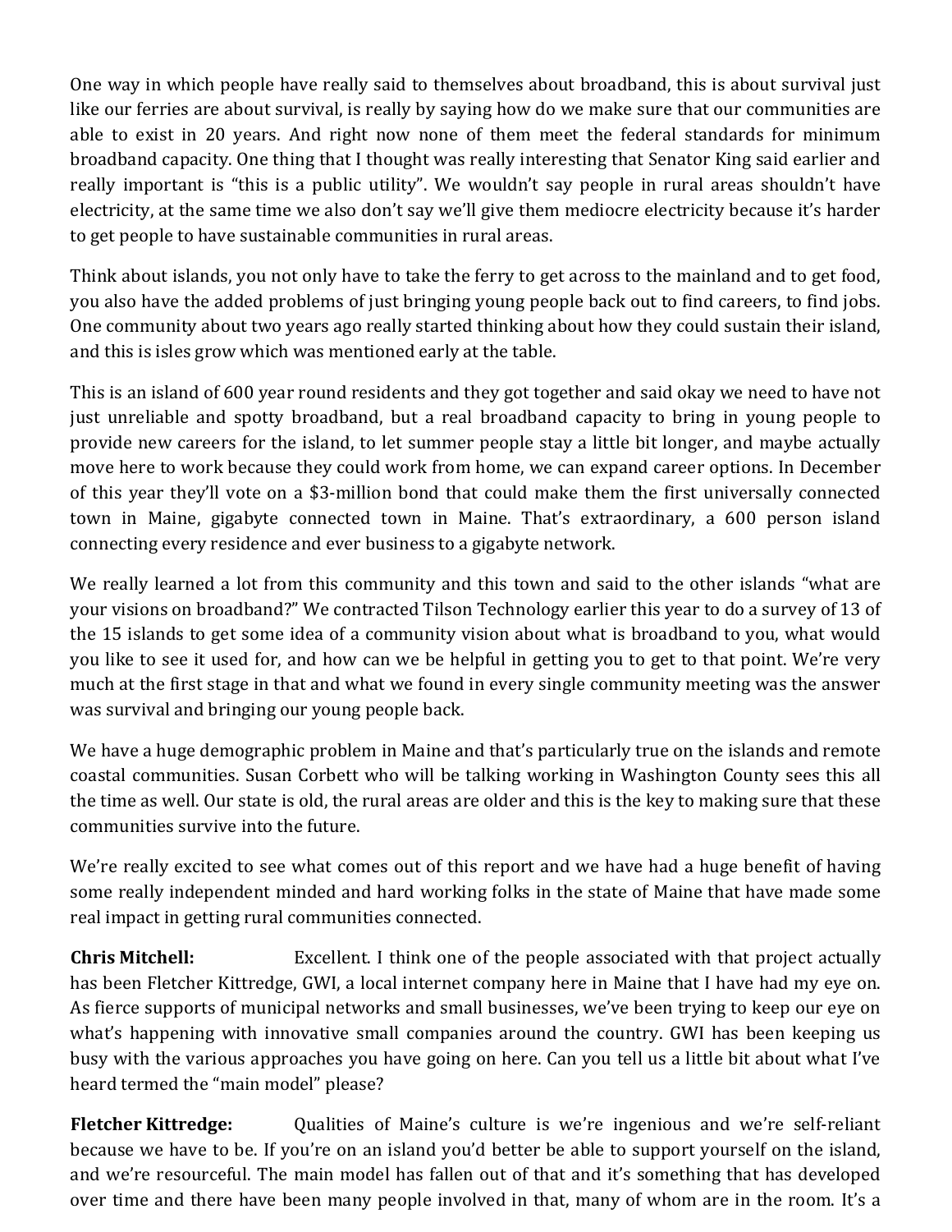One way in which people have really said to themselves about broadband, this is about survival just like our ferries are about survival, is really by saying how do we make sure that our communities are able to exist in 20 years. And right now none of them meet the federal standards for minimum broadband capacity. One thing that I thought was really interesting that Senator King said earlier and really important is "this is a public utility". We wouldn't say people in rural areas shouldn't have electricity, at the same time we also don't say we'll give them mediocre electricity because it's harder to get people to have sustainable communities in rural areas.

Think about islands, you not only have to take the ferry to get across to the mainland and to get food, you also have the added problems of just bringing young people back out to find careers, to find jobs. One community about two years ago really started thinking about how they could sustain their island, and this is isles grow which was mentioned early at the table.

This is an island of 600 year round residents and they got together and said okay we need to have not just unreliable and spotty broadband, but a real broadband capacity to bring in young people to provide new careers for the island, to let summer people stay a little bit longer, and maybe actually move here to work because they could work from home, we can expand career options. In December of this year they'll vote on a $3-million bond that could make them the first universally connected town in Maine, gigabyte connected town in Maine. That's extraordinary, a 600 person island connecting every residence and ever business to a gigabyte network.

We really learned a lot from this community and this town and said to the other islands "what are your visions on broadband?" We contracted Tilson Technology earlier this year to do a survey of 13 of the 15 islands to get some idea of a community vision about what is broadband to you, what would you like to see it used for, and how can we be helpful in getting you to get to that point. We're very much at the first stage in that and what we found in every single community meeting was the answer was survival and bringing our young people back.

We have a huge demographic problem in Maine and that's particularly true on the islands and remote coastal communities. Susan Corbett who will be talking working in Washington County sees this all the time as well. Our state is old, the rural areas are older and this is the key to making sure that these communities survive into the future.

We're really excited to see what comes out of this report and we have had a huge benefit of having some really independent minded and hard working folks in the state of Maine that have made some real impact in getting rural communities connected.

**Chris Mitchell:** Excellent. I think one of the people associated with that project actually has been Fletcher Kittredge, GWI, a local internet company here in Maine that I have had my eye on. As fierce supports of municipal networks and small businesses, we've been trying to keep our eye on what's happening with innovative small companies around the country. GWI has been keeping us busy with the various approaches you have going on here. Can you tell us a little bit about what I've heard termed the "main model" please?

**Fletcher Kittredge:** Qualities of Maine's culture is we're ingenious and we're self-reliant because we have to be. If you're on an island you'd better be able to support yourself on the island, and we're resourceful. The main model has fallen out of that and it's something that has developed over time and there have been many people involved in that, many of whom are in the room. It's a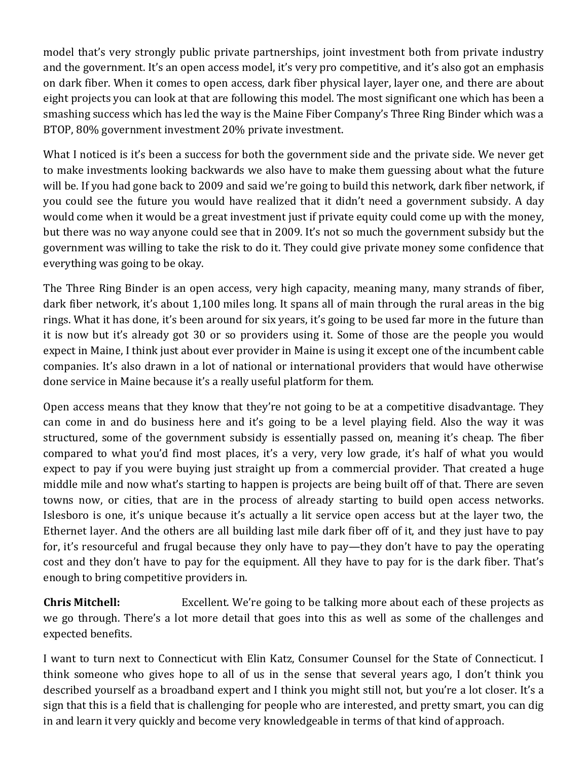model that's very strongly public private partnerships, joint investment both from private industry and the government. It's an open access model, it's very pro competitive, and it's also got an emphasis on dark fiber. When it comes to open access, dark fiber physical layer, layer one, and there are about eight projects you can look at that are following this model. The most significant one which has been a smashing success which has led the way is the Maine Fiber Company's Three Ring Binder which was a BTOP, 80% government investment 20% private investment.

What I noticed is it's been a success for both the government side and the private side. We never get to make investments looking backwards we also have to make them guessing about what the future will be. If you had gone back to 2009 and said we're going to build this network, dark fiber network, if you could see the future you would have realized that it didn't need a government subsidy. A day would come when it would be a great investment just if private equity could come up with the money, but there was no way anyone could see that in 2009. It's not so much the government subsidy but the government was willing to take the risk to do it. They could give private money some confidence that everything was going to be okay.

The Three Ring Binder is an open access, very high capacity, meaning many, many strands of fiber, dark fiber network, it's about 1,100 miles long. It spans all of main through the rural areas in the big rings. What it has done, it's been around for six years, it's going to be used far more in the future than it is now but it's already got 30 or so providers using it. Some of those are the people you would expect in Maine, I think just about ever provider in Maine is using it except one of the incumbent cable companies. It's also drawn in a lot of national or international providers that would have otherwise done service in Maine because it's a really useful platform for them.

Open access means that they know that they're not going to be at a competitive disadvantage. They can come in and do business here and it's going to be a level playing field. Also the way it was structured, some of the government subsidy is essentially passed on, meaning it's cheap. The fiber compared to what you'd find most places, it's a very, very low grade, it's half of what you would expect to pay if you were buying just straight up from a commercial provider. That created a huge middle mile and now what's starting to happen is projects are being built off of that. There are seven towns now, or cities, that are in the process of already starting to build open access networks. Islesboro is one, it's unique because it's actually a lit service open access but at the layer two, the Ethernet layer. And the others are all building last mile dark fiber off of it, and they just have to pay for, it's resourceful and frugal because they only have to pay—they don't have to pay the operating cost and they don't have to pay for the equipment. All they have to pay for is the dark fiber. That's enough to bring competitive providers in.

**Chris Mitchell:** Excellent. We're going to be talking more about each of these projects as we go through. There's a lot more detail that goes into this as well as some of the challenges and expected benefits.

I want to turn next to Connecticut with Elin Katz, Consumer Counsel for the State of Connecticut. I think someone who gives hope to all of us in the sense that several years ago, I don't think you described yourself as a broadband expert and I think you might still not, but you're a lot closer. It's a sign that this is a field that is challenging for people who are interested, and pretty smart, you can dig in and learn it very quickly and become very knowledgeable in terms of that kind of approach.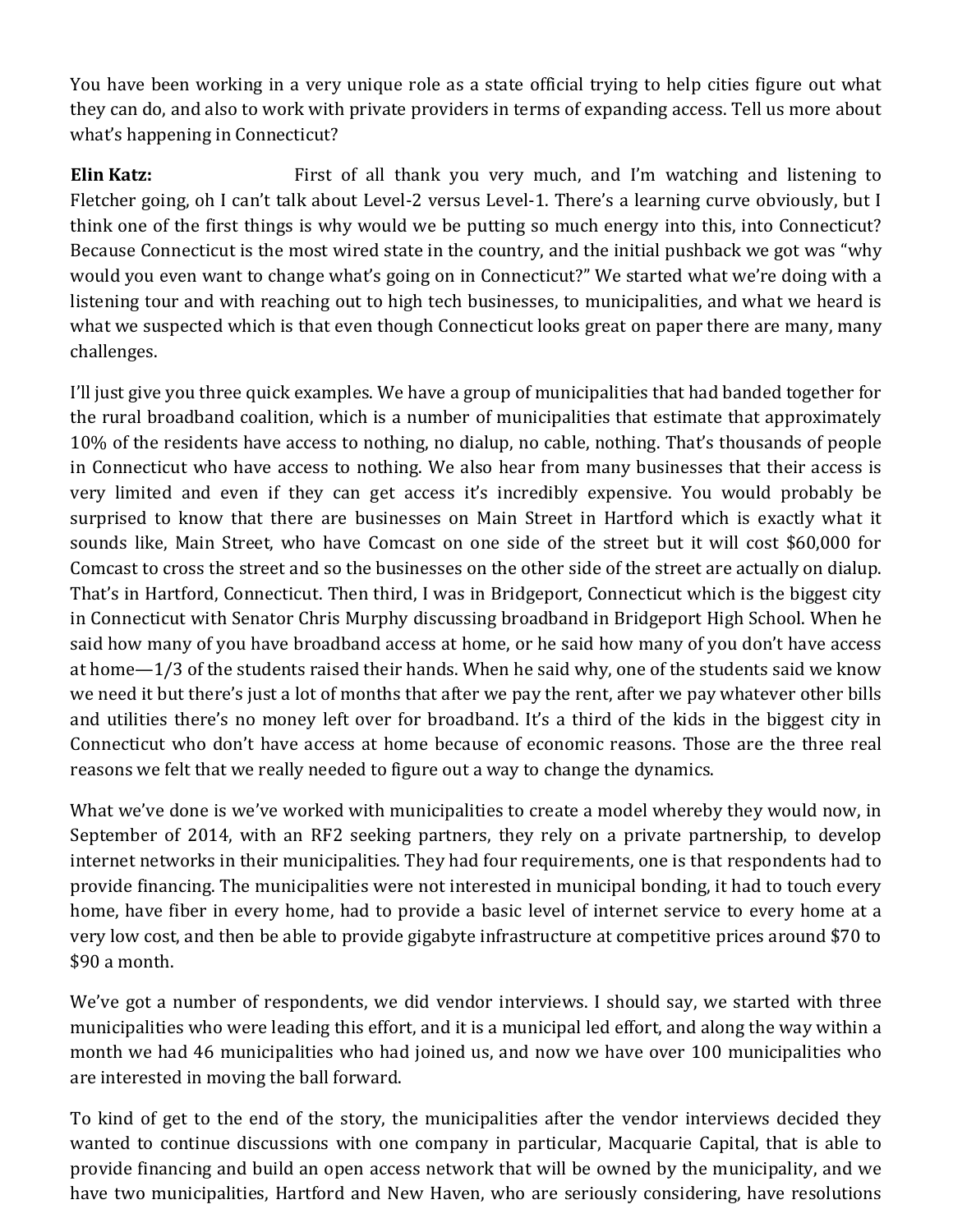You have been working in a very unique role as a state official trying to help cities figure out what they can do, and also to work with private providers in terms of expanding access. Tell us more about what's happening in Connecticut?

**Elin Katz:** First of all thank you very much, and I'm watching and listening to Fletcher going, oh I can't talk about Level-2 versus Level-1. There's a learning curve obviously, but I think one of the first things is why would we be putting so much energy into this, into Connecticut? Because Connecticut is the most wired state in the country, and the initial pushback we got was "why would you even want to change what's going on in Connecticut?" We started what we're doing with a listening tour and with reaching out to high tech businesses, to municipalities, and what we heard is what we suspected which is that even though Connecticut looks great on paper there are many, many challenges.

I'll just give you three quick examples. We have a group of municipalities that had banded together for the rural broadband coalition, which is a number of municipalities that estimate that approximately 10% of the residents have access to nothing, no dialup, no cable, nothing. That's thousands of people in Connecticut who have access to nothing. We also hear from many businesses that their access is very limited and even if they can get access it's incredibly expensive. You would probably be surprised to know that there are businesses on Main Street in Hartford which is exactly what it sounds like, Main Street, who have Comcast on one side of the street but it will cost $60,000 for Comcast to cross the street and so the businesses on the other side of the street are actually on dialup. That's in Hartford, Connecticut. Then third, I was in Bridgeport, Connecticut which is the biggest city in Connecticut with Senator Chris Murphy discussing broadband in Bridgeport High School. When he said how many of you have broadband access at home, or he said how many of you don't have access at home—1/3 of the students raised their hands. When he said why, one of the students said we know we need it but there's just a lot of months that after we pay the rent, after we pay whatever other bills and utilities there's no money left over for broadband. It's a third of the kids in the biggest city in Connecticut who don't have access at home because of economic reasons. Those are the three real reasons we felt that we really needed to figure out a way to change the dynamics.

What we've done is we've worked with municipalities to create a model whereby they would now, in September of 2014, with an RF2 seeking partners, they rely on a private partnership, to develop internet networks in their municipalities. They had four requirements, one is that respondents had to provide financing. The municipalities were not interested in municipal bonding, it had to touch every home, have fiber in every home, had to provide a basic level of internet service to every home at a very low cost, and then be able to provide gigabyte infrastructure at competitive prices around $70 to $90 a month.

We've got a number of respondents, we did vendor interviews. I should say, we started with three municipalities who were leading this effort, and it is a municipal led effort, and along the way within a month we had 46 municipalities who had joined us, and now we have over 100 municipalities who are interested in moving the ball forward.

To kind of get to the end of the story, the municipalities after the vendor interviews decided they wanted to continue discussions with one company in particular, Macquarie Capital, that is able to provide financing and build an open access network that will be owned by the municipality, and we have two municipalities, Hartford and New Haven, who are seriously considering, have resolutions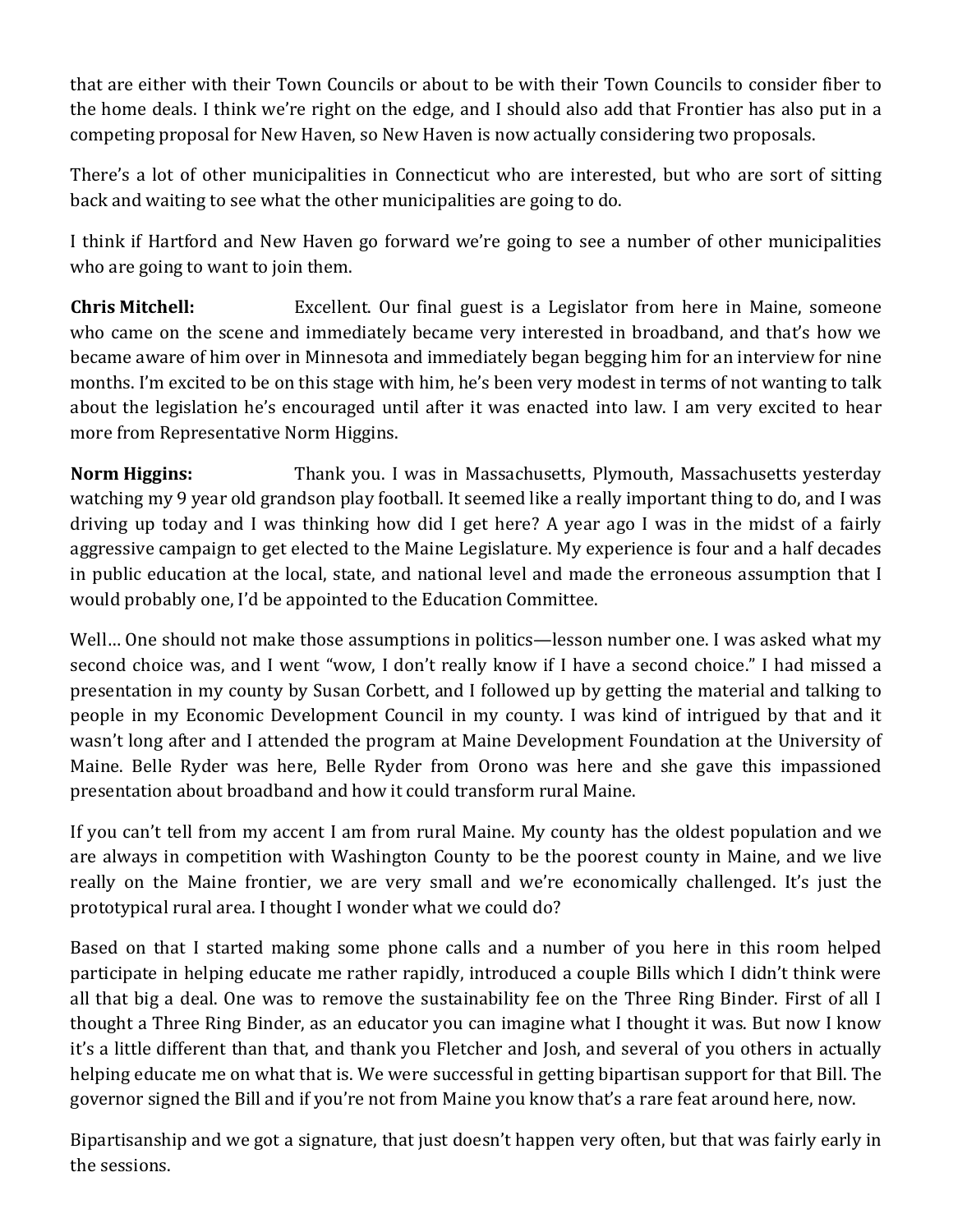that are either with their Town Councils or about to be with their Town Councils to consider fiber to the home deals. I think we're right on the edge, and I should also add that Frontier has also put in a competing proposal for New Haven, so New Haven is now actually considering two proposals.

There's a lot of other municipalities in Connecticut who are interested, but who are sort of sitting back and waiting to see what the other municipalities are going to do.

I think if Hartford and New Haven go forward we're going to see a number of other municipalities who are going to want to join them.

**Chris Mitchell:** Excellent. Our final guest is a Legislator from here in Maine, someone who came on the scene and immediately became very interested in broadband, and that's how we became aware of him over in Minnesota and immediately began begging him for an interview for nine months. I'm excited to be on this stage with him, he's been very modest in terms of not wanting to talk about the legislation he's encouraged until after it was enacted into law. I am very excited to hear more from Representative Norm Higgins.

**Norm Higgins:** Thank you. I was in Massachusetts, Plymouth, Massachusetts yesterday watching my 9 year old grandson play football. It seemed like a really important thing to do, and I was driving up today and I was thinking how did I get here? A year ago I was in the midst of a fairly aggressive campaign to get elected to the Maine Legislature. My experience is four and a half decades in public education at the local, state, and national level and made the erroneous assumption that I would probably one, I'd be appointed to the Education Committee.

Well… One should not make those assumptions in politics—lesson number one. I was asked what my second choice was, and I went "wow, I don't really know if I have a second choice." I had missed a presentation in my county by Susan Corbett, and I followed up by getting the material and talking to people in my Economic Development Council in my county. I was kind of intrigued by that and it wasn't long after and I attended the program at Maine Development Foundation at the University of Maine. Belle Ryder was here, Belle Ryder from Orono was here and she gave this impassioned presentation about broadband and how it could transform rural Maine.

If you can't tell from my accent I am from rural Maine. My county has the oldest population and we are always in competition with Washington County to be the poorest county in Maine, and we live really on the Maine frontier, we are very small and we're economically challenged. It's just the prototypical rural area. I thought I wonder what we could do?

Based on that I started making some phone calls and a number of you here in this room helped participate in helping educate me rather rapidly, introduced a couple Bills which I didn't think were all that big a deal. One was to remove the sustainability fee on the Three Ring Binder. First of all I thought a Three Ring Binder, as an educator you can imagine what I thought it was. But now I know it's a little different than that, and thank you Fletcher and Josh, and several of you others in actually helping educate me on what that is. We were successful in getting bipartisan support for that Bill. The governor signed the Bill and if you're not from Maine you know that's a rare feat around here, now.

Bipartisanship and we got a signature, that just doesn't happen very often, but that was fairly early in the sessions.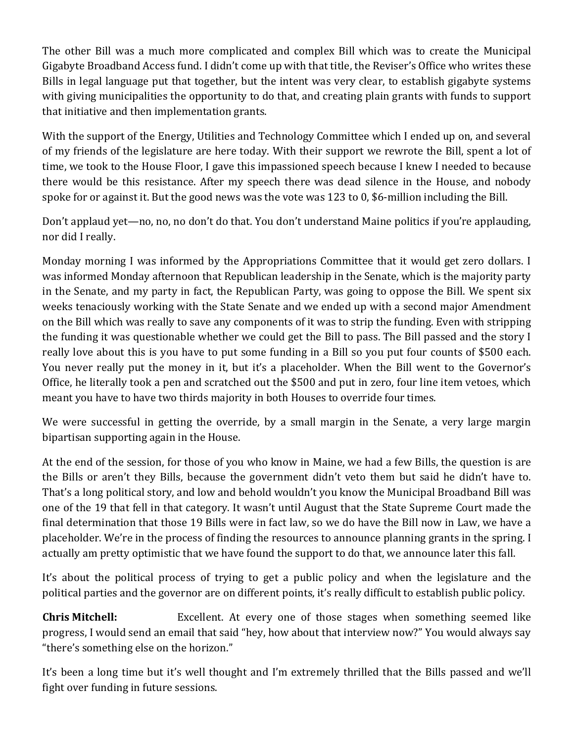The other Bill was a much more complicated and complex Bill which was to create the Municipal Gigabyte Broadband Access fund. I didn't come up with that title, the Reviser's Office who writes these Bills in legal language put that together, but the intent was very clear, to establish gigabyte systems with giving municipalities the opportunity to do that, and creating plain grants with funds to support that initiative and then implementation grants.

With the support of the Energy, Utilities and Technology Committee which I ended up on, and several of my friends of the legislature are here today. With their support we rewrote the Bill, spent a lot of time, we took to the House Floor, I gave this impassioned speech because I knew I needed to because there would be this resistance. After my speech there was dead silence in the House, and nobody spoke for or against it. But the good news was the vote was 123 to 0, $6-million including the Bill.

Don't applaud yet—no, no, no don't do that. You don't understand Maine politics if you're applauding, nor did I really.

Monday morning I was informed by the Appropriations Committee that it would get zero dollars. I was informed Monday afternoon that Republican leadership in the Senate, which is the majority party in the Senate, and my party in fact, the Republican Party, was going to oppose the Bill. We spent six weeks tenaciously working with the State Senate and we ended up with a second major Amendment on the Bill which was really to save any components of it was to strip the funding. Even with stripping the funding it was questionable whether we could get the Bill to pass. The Bill passed and the story I really love about this is you have to put some funding in a Bill so you put four counts of $500 each. You never really put the money in it, but it's a placeholder. When the Bill went to the Governor's Office, he literally took a pen and scratched out the $500 and put in zero, four line item vetoes, which meant you have to have two thirds majority in both Houses to override four times.

We were successful in getting the override, by a small margin in the Senate, a very large margin bipartisan supporting again in the House.

At the end of the session, for those of you who know in Maine, we had a few Bills, the question is are the Bills or aren't they Bills, because the government didn't veto them but said he didn't have to. That's a long political story, and low and behold wouldn't you know the Municipal Broadband Bill was one of the 19 that fell in that category. It wasn't until August that the State Supreme Court made the final determination that those 19 Bills were in fact law, so we do have the Bill now in Law, we have a placeholder. We're in the process of finding the resources to announce planning grants in the spring. I actually am pretty optimistic that we have found the support to do that, we announce later this fall.

It's about the political process of trying to get a public policy and when the legislature and the political parties and the governor are on different points, it's really difficult to establish public policy.

**Chris Mitchell:** Excellent. At every one of those stages when something seemed like progress, I would send an email that said "hey, how about that interview now?" You would always say "there's something else on the horizon."

It's been a long time but it's well thought and I'm extremely thrilled that the Bills passed and we'll fight over funding in future sessions.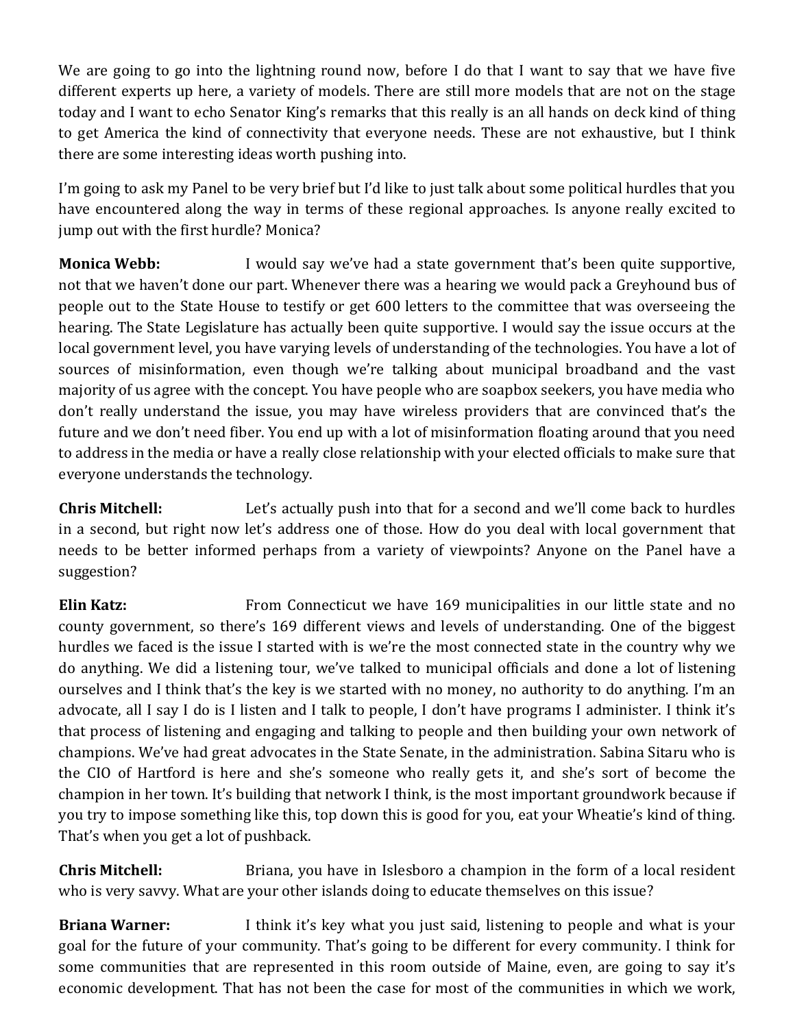We are going to go into the lightning round now, before I do that I want to say that we have five different experts up here, a variety of models. There are still more models that are not on the stage today and I want to echo Senator King's remarks that this really is an all hands on deck kind of thing to get America the kind of connectivity that everyone needs. These are not exhaustive, but I think there are some interesting ideas worth pushing into.

I'm going to ask my Panel to be very brief but I'd like to just talk about some political hurdles that you have encountered along the way in terms of these regional approaches. Is anyone really excited to jump out with the first hurdle? Monica?

**Monica Webb:** I would say we've had a state government that's been quite supportive, not that we haven't done our part. Whenever there was a hearing we would pack a Greyhound bus of people out to the State House to testify or get 600 letters to the committee that was overseeing the hearing. The State Legislature has actually been quite supportive. I would say the issue occurs at the local government level, you have varying levels of understanding of the technologies. You have a lot of sources of misinformation, even though we're talking about municipal broadband and the vast majority of us agree with the concept. You have people who are soapbox seekers, you have media who don't really understand the issue, you may have wireless providers that are convinced that's the future and we don't need fiber. You end up with a lot of misinformation floating around that you need to address in the media or have a really close relationship with your elected officials to make sure that everyone understands the technology.

**Chris Mitchell:** Let's actually push into that for a second and we'll come back to hurdles in a second, but right now let's address one of those. How do you deal with local government that needs to be better informed perhaps from a variety of viewpoints? Anyone on the Panel have a suggestion?

**Elin Katz:** From Connecticut we have 169 municipalities in our little state and no county government, so there's 169 different views and levels of understanding. One of the biggest hurdles we faced is the issue I started with is we're the most connected state in the country why we do anything. We did a listening tour, we've talked to municipal officials and done a lot of listening ourselves and I think that's the key is we started with no money, no authority to do anything. I'm an advocate, all I say I do is I listen and I talk to people, I don't have programs I administer. I think it's that process of listening and engaging and talking to people and then building your own network of champions. We've had great advocates in the State Senate, in the administration. Sabina Sitaru who is the CIO of Hartford is here and she's someone who really gets it, and she's sort of become the champion in her town. It's building that network I think, is the most important groundwork because if you try to impose something like this, top down this is good for you, eat your Wheatie's kind of thing. That's when you get a lot of pushback.

**Chris Mitchell:** Briana, you have in Islesboro a champion in the form of a local resident who is very savvy. What are your other islands doing to educate themselves on this issue?

**Briana Warner:** I think it's key what you just said, listening to people and what is your goal for the future of your community. That's going to be different for every community. I think for some communities that are represented in this room outside of Maine, even, are going to say it's economic development. That has not been the case for most of the communities in which we work,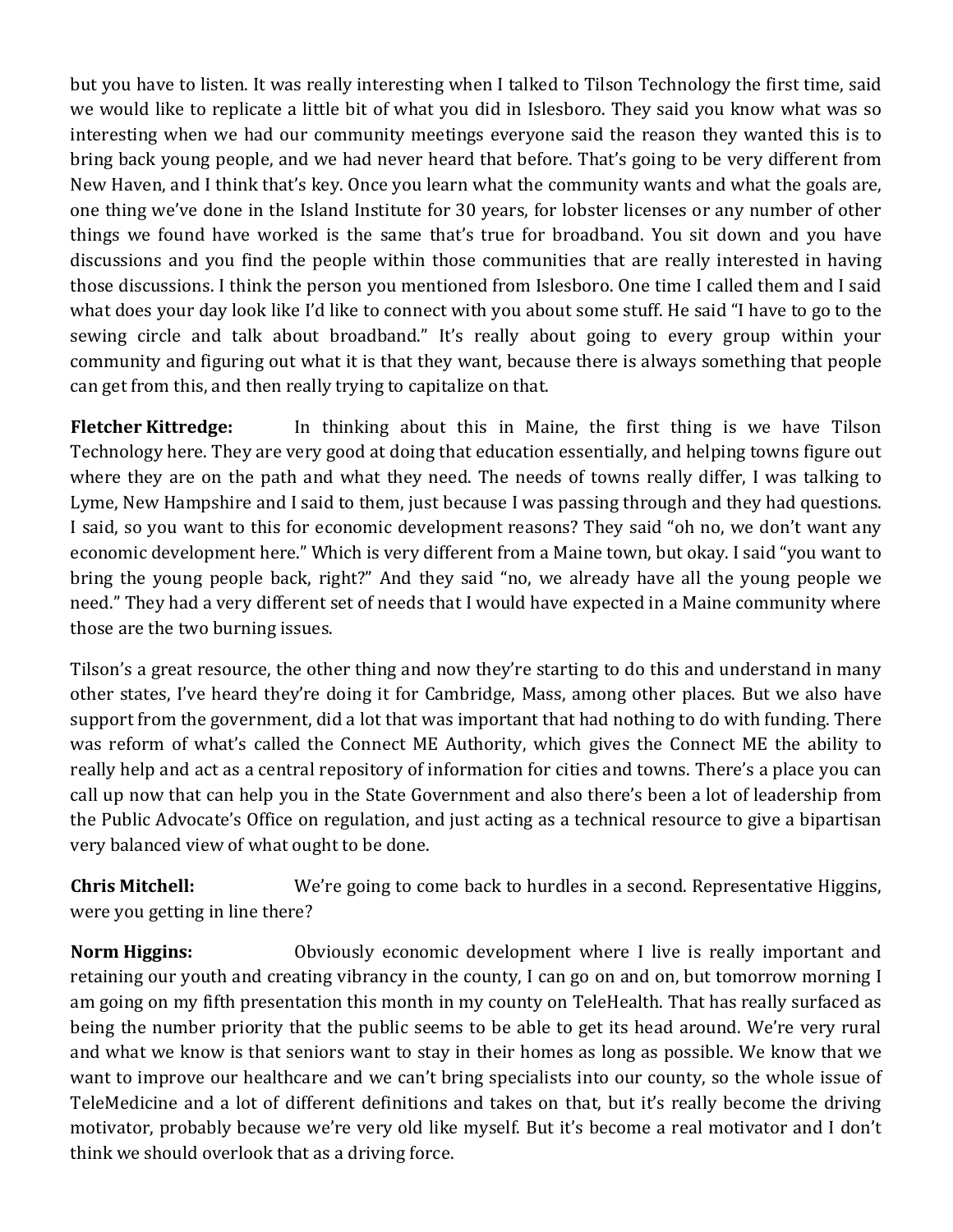but you have to listen. It was really interesting when I talked to Tilson Technology the first time, said we would like to replicate a little bit of what you did in Islesboro. They said you know what was so interesting when we had our community meetings everyone said the reason they wanted this is to bring back young people, and we had never heard that before. That's going to be very different from New Haven, and I think that's key. Once you learn what the community wants and what the goals are, one thing we've done in the Island Institute for 30 years, for lobster licenses or any number of other things we found have worked is the same that's true for broadband. You sit down and you have discussions and you find the people within those communities that are really interested in having those discussions. I think the person you mentioned from Islesboro. One time I called them and I said what does your day look like I'd like to connect with you about some stuff. He said "I have to go to the sewing circle and talk about broadband." It's really about going to every group within your community and figuring out what it is that they want, because there is always something that people can get from this, and then really trying to capitalize on that.

**Fletcher Kittredge:** In thinking about this in Maine, the first thing is we have Tilson Technology here. They are very good at doing that education essentially, and helping towns figure out where they are on the path and what they need. The needs of towns really differ, I was talking to Lyme, New Hampshire and I said to them, just because I was passing through and they had questions. I said, so you want to this for economic development reasons? They said "oh no, we don't want any economic development here." Which is very different from a Maine town, but okay. I said "you want to bring the young people back, right?" And they said "no, we already have all the young people we need." They had a very different set of needs that I would have expected in a Maine community where those are the two burning issues.

Tilson's a great resource, the other thing and now they're starting to do this and understand in many other states, I've heard they're doing it for Cambridge, Mass, among other places. But we also have support from the government, did a lot that was important that had nothing to do with funding. There was reform of what's called the Connect ME Authority, which gives the Connect ME the ability to really help and act as a central repository of information for cities and towns. There's a place you can call up now that can help you in the State Government and also there's been a lot of leadership from the Public Advocate's Office on regulation, and just acting as a technical resource to give a bipartisan very balanced view of what ought to be done.

**Chris Mitchell:** We're going to come back to hurdles in a second. Representative Higgins, were you getting in line there?

**Norm Higgins:** Obviously economic development where I live is really important and retaining our youth and creating vibrancy in the county, I can go on and on, but tomorrow morning I am going on my fifth presentation this month in my county on TeleHealth. That has really surfaced as being the number priority that the public seems to be able to get its head around. We're very rural and what we know is that seniors want to stay in their homes as long as possible. We know that we want to improve our healthcare and we can't bring specialists into our county, so the whole issue of TeleMedicine and a lot of different definitions and takes on that, but it's really become the driving motivator, probably because we're very old like myself. But it's become a real motivator and I don't think we should overlook that as a driving force.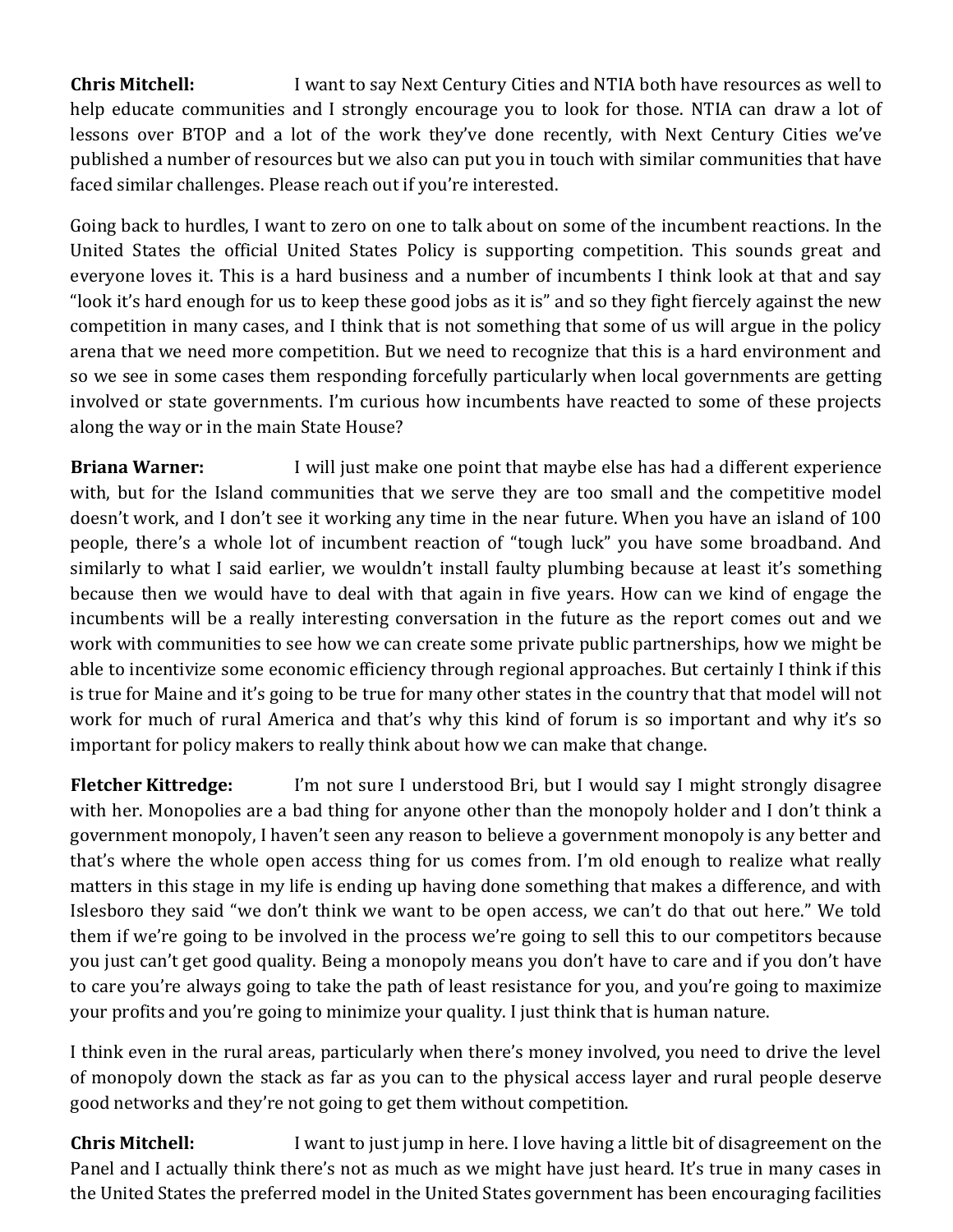**Chris Mitchell:** I want to say Next Century Cities and NTIA both have resources as well to help educate communities and I strongly encourage you to look for those. NTIA can draw a lot of lessons over BTOP and a lot of the work they've done recently, with Next Century Cities we've published a number of resources but we also can put you in touch with similar communities that have faced similar challenges. Please reach out if you're interested.

Going back to hurdles, I want to zero on one to talk about on some of the incumbent reactions. In the United States the official United States Policy is supporting competition. This sounds great and everyone loves it. This is a hard business and a number of incumbents I think look at that and say "look it's hard enough for us to keep these good jobs as it is" and so they fight fiercely against the new competition in many cases, and I think that is not something that some of us will argue in the policy arena that we need more competition. But we need to recognize that this is a hard environment and so we see in some cases them responding forcefully particularly when local governments are getting involved or state governments. I'm curious how incumbents have reacted to some of these projects along the way or in the main State House?

**Briana Warner:** I will just make one point that maybe else has had a different experience with, but for the Island communities that we serve they are too small and the competitive model doesn't work, and I don't see it working any time in the near future. When you have an island of 100 people, there's a whole lot of incumbent reaction of "tough luck" you have some broadband. And similarly to what I said earlier, we wouldn't install faulty plumbing because at least it's something because then we would have to deal with that again in five years. How can we kind of engage the incumbents will be a really interesting conversation in the future as the report comes out and we work with communities to see how we can create some private public partnerships, how we might be able to incentivize some economic efficiency through regional approaches. But certainly I think if this is true for Maine and it's going to be true for many other states in the country that that model will not work for much of rural America and that's why this kind of forum is so important and why it's so important for policy makers to really think about how we can make that change.

**Fletcher Kittredge:** I'm not sure I understood Bri, but I would say I might strongly disagree with her. Monopolies are a bad thing for anyone other than the monopoly holder and I don't think a government monopoly, I haven't seen any reason to believe a government monopoly is any better and that's where the whole open access thing for us comes from. I'm old enough to realize what really matters in this stage in my life is ending up having done something that makes a difference, and with Islesboro they said "we don't think we want to be open access, we can't do that out here." We told them if we're going to be involved in the process we're going to sell this to our competitors because you just can't get good quality. Being a monopoly means you don't have to care and if you don't have to care you're always going to take the path of least resistance for you, and you're going to maximize your profits and you're going to minimize your quality. I just think that is human nature.

I think even in the rural areas, particularly when there's money involved, you need to drive the level of monopoly down the stack as far as you can to the physical access layer and rural people deserve good networks and they're not going to get them without competition.

**Chris Mitchell:** I want to just jump in here. I love having a little bit of disagreement on the Panel and I actually think there's not as much as we might have just heard. It's true in many cases in the United States the preferred model in the United States government has been encouraging facilities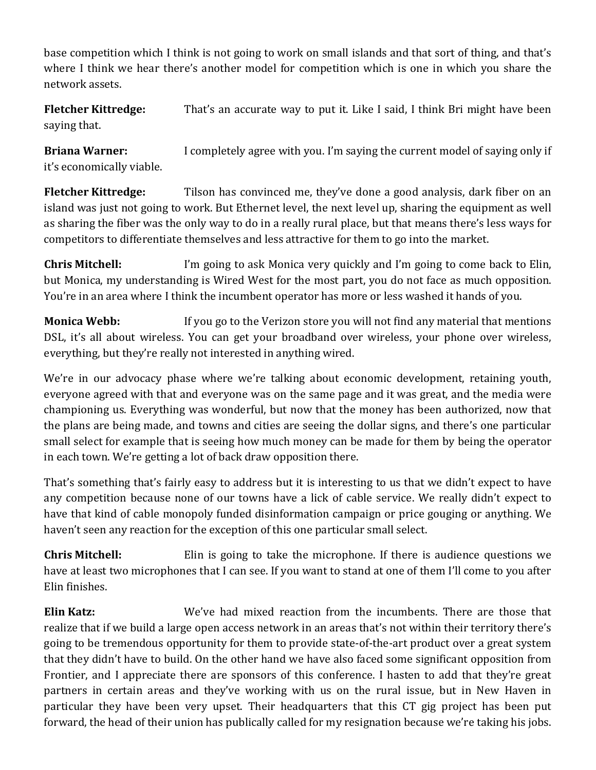base competition which I think is not going to work on small islands and that sort of thing, and that's where I think we hear there's another model for competition which is one in which you share the network assets.

**Fletcher Kittredge:** That's an accurate way to put it. Like I said, I think Bri might have been saying that.

**Briana Warner:** I completely agree with you. I'm saying the current model of saying only if it's economically viable.

**Fletcher Kittredge:** Tilson has convinced me, they've done a good analysis, dark fiber on an island was just not going to work. But Ethernet level, the next level up, sharing the equipment as well as sharing the fiber was the only way to do in a really rural place, but that means there's less ways for competitors to differentiate themselves and less attractive for them to go into the market.

**Chris Mitchell:** I'm going to ask Monica very quickly and I'm going to come back to Elin, but Monica, my understanding is Wired West for the most part, you do not face as much opposition. You're in an area where I think the incumbent operator has more or less washed it hands of you.

**Monica Webb:** If you go to the Verizon store you will not find any material that mentions DSL, it's all about wireless. You can get your broadband over wireless, your phone over wireless, everything, but they're really not interested in anything wired.

We're in our advocacy phase where we're talking about economic development, retaining youth, everyone agreed with that and everyone was on the same page and it was great, and the media were championing us. Everything was wonderful, but now that the money has been authorized, now that the plans are being made, and towns and cities are seeing the dollar signs, and there's one particular small select for example that is seeing how much money can be made for them by being the operator in each town. We're getting a lot of back draw opposition there.

That's something that's fairly easy to address but it is interesting to us that we didn't expect to have any competition because none of our towns have a lick of cable service. We really didn't expect to have that kind of cable monopoly funded disinformation campaign or price gouging or anything. We haven't seen any reaction for the exception of this one particular small select.

**Chris Mitchell:** Elin is going to take the microphone. If there is audience questions we have at least two microphones that I can see. If you want to stand at one of them I'll come to you after Elin finishes.

**Elin Katz:** We've had mixed reaction from the incumbents. There are those that realize that if we build a large open access network in an areas that's not within their territory there's going to be tremendous opportunity for them to provide state-of-the-art product over a great system that they didn't have to build. On the other hand we have also faced some significant opposition from Frontier, and I appreciate there are sponsors of this conference. I hasten to add that they're great partners in certain areas and they've working with us on the rural issue, but in New Haven in particular they have been very upset. Their headquarters that this CT gig project has been put forward, the head of their union has publically called for my resignation because we're taking his jobs.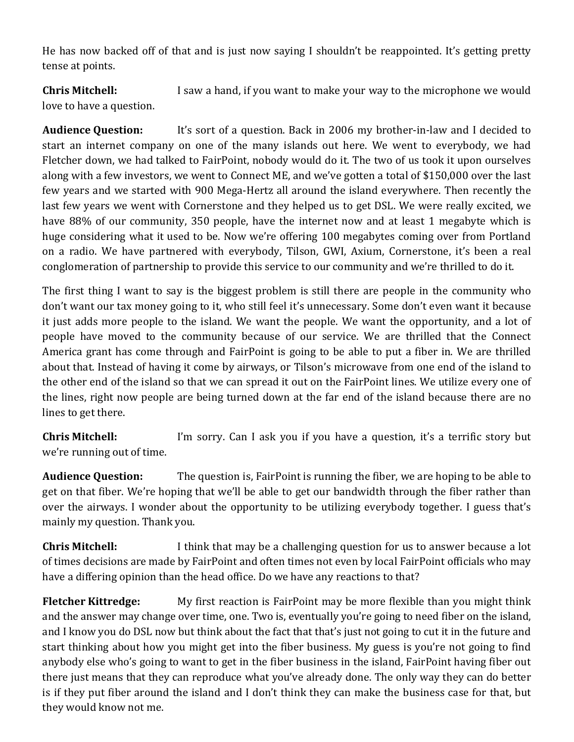He has now backed off of that and is just now saying I shouldn't be reappointed. It's getting pretty tense at points.

**Chris Mitchell:** I saw a hand, if you want to make your way to the microphone we would love to have a question.

**Audience Question:** It's sort of a question. Back in 2006 my brother-in-law and I decided to start an internet company on one of the many islands out here. We went to everybody, we had Fletcher down, we had talked to FairPoint, nobody would do it. The two of us took it upon ourselves along with a few investors, we went to Connect ME, and we've gotten a total of $150,000 over the last few years and we started with 900 Mega-Hertz all around the island everywhere. Then recently the last few years we went with Cornerstone and they helped us to get DSL. We were really excited, we have 88% of our community, 350 people, have the internet now and at least 1 megabyte which is huge considering what it used to be. Now we're offering 100 megabytes coming over from Portland on a radio. We have partnered with everybody, Tilson, GWI, Axium, Cornerstone, it's been a real conglomeration of partnership to provide this service to our community and we're thrilled to do it.

The first thing I want to say is the biggest problem is still there are people in the community who don't want our tax money going to it, who still feel it's unnecessary. Some don't even want it because it just adds more people to the island. We want the people. We want the opportunity, and a lot of people have moved to the community because of our service. We are thrilled that the Connect America grant has come through and FairPoint is going to be able to put a fiber in. We are thrilled about that. Instead of having it come by airways, or Tilson's microwave from one end of the island to the other end of the island so that we can spread it out on the FairPoint lines. We utilize every one of the lines, right now people are being turned down at the far end of the island because there are no lines to get there.

**Chris Mitchell:** I'm sorry. Can I ask you if you have a question, it's a terrific story but we're running out of time.

**Audience Question:** The question is, FairPoint is running the fiber, we are hoping to be able to get on that fiber. We're hoping that we'll be able to get our bandwidth through the fiber rather than over the airways. I wonder about the opportunity to be utilizing everybody together. I guess that's mainly my question. Thank you.

**Chris Mitchell:** I think that may be a challenging question for us to answer because a lot of times decisions are made by FairPoint and often times not even by local FairPoint officials who may have a differing opinion than the head office. Do we have any reactions to that?

**Fletcher Kittredge:** My first reaction is FairPoint may be more flexible than you might think and the answer may change over time, one. Two is, eventually you're going to need fiber on the island, and I know you do DSL now but think about the fact that that's just not going to cut it in the future and start thinking about how you might get into the fiber business. My guess is you're not going to find anybody else who's going to want to get in the fiber business in the island, FairPoint having fiber out there just means that they can reproduce what you've already done. The only way they can do better is if they put fiber around the island and I don't think they can make the business case for that, but they would know not me.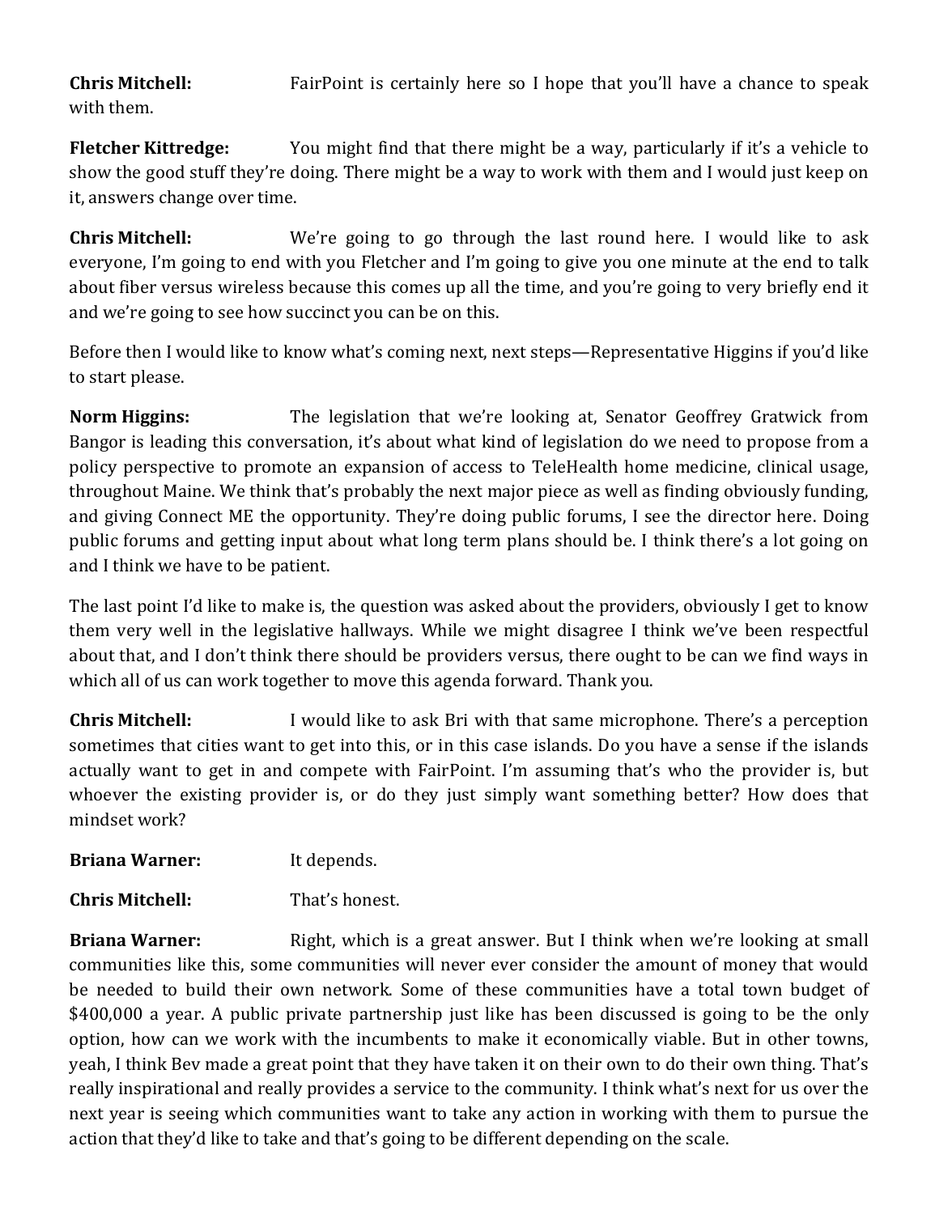**Chris Mitchell:** FairPoint is certainly here so I hope that you'll have a chance to speak with them.

**Fletcher Kittredge:** You might find that there might be a way, particularly if it's a vehicle to show the good stuff they're doing. There might be a way to work with them and I would just keep on it, answers change over time.

**Chris Mitchell:** We're going to go through the last round here. I would like to ask everyone, I'm going to end with you Fletcher and I'm going to give you one minute at the end to talk about fiber versus wireless because this comes up all the time, and you're going to very briefly end it and we're going to see how succinct you can be on this.

Before then I would like to know what's coming next, next steps—Representative Higgins if you'd like to start please.

**Norm Higgins:** The legislation that we're looking at, Senator Geoffrey Gratwick from Bangor is leading this conversation, it's about what kind of legislation do we need to propose from a policy perspective to promote an expansion of access to TeleHealth home medicine, clinical usage, throughout Maine. We think that's probably the next major piece as well as finding obviously funding, and giving Connect ME the opportunity. They're doing public forums, I see the director here. Doing public forums and getting input about what long term plans should be. I think there's a lot going on and I think we have to be patient.

The last point I'd like to make is, the question was asked about the providers, obviously I get to know them very well in the legislative hallways. While we might disagree I think we've been respectful about that, and I don't think there should be providers versus, there ought to be can we find ways in which all of us can work together to move this agenda forward. Thank you.

**Chris Mitchell:** I would like to ask Bri with that same microphone. There's a perception sometimes that cities want to get into this, or in this case islands. Do you have a sense if the islands actually want to get in and compete with FairPoint. I'm assuming that's who the provider is, but whoever the existing provider is, or do they just simply want something better? How does that mindset work?

**Briana Warner:** It depends.

**Chris Mitchell:** That's honest.

**Briana Warner:** Right, which is a great answer. But I think when we're looking at small communities like this, some communities will never ever consider the amount of money that would be needed to build their own network. Some of these communities have a total town budget of $400,000 a year. A public private partnership just like has been discussed is going to be the only option, how can we work with the incumbents to make it economically viable. But in other towns, yeah, I think Bev made a great point that they have taken it on their own to do their own thing. That's really inspirational and really provides a service to the community. I think what's next for us over the next year is seeing which communities want to take any action in working with them to pursue the action that they'd like to take and that's going to be different depending on the scale.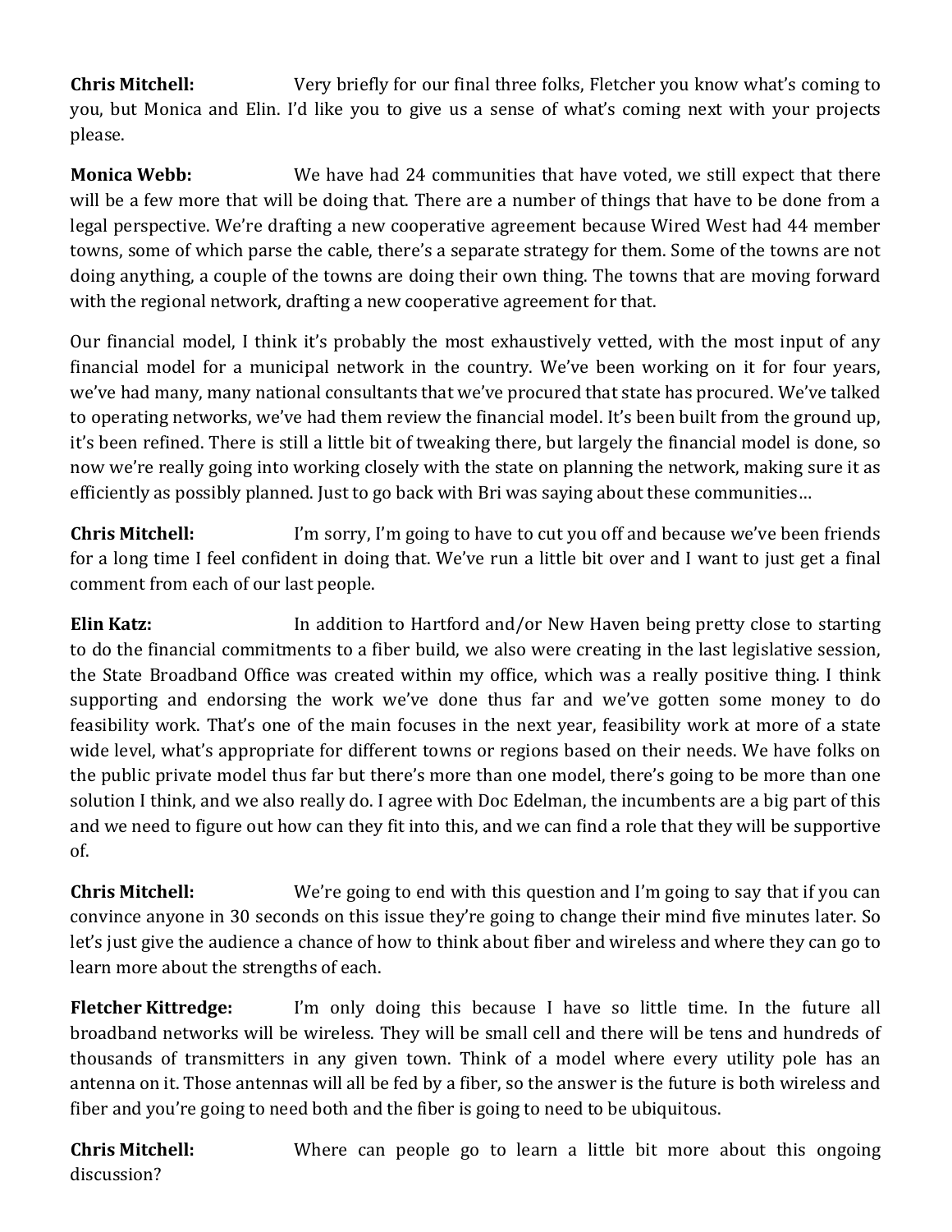**Chris Mitchell:** Very briefly for our final three folks, Fletcher you know what's coming to you, but Monica and Elin. I'd like you to give us a sense of what's coming next with your projects please.

**Monica Webb:** We have had 24 communities that have voted, we still expect that there will be a few more that will be doing that. There are a number of things that have to be done from a legal perspective. We're drafting a new cooperative agreement because Wired West had 44 member towns, some of which parse the cable, there's a separate strategy for them. Some of the towns are not doing anything, a couple of the towns are doing their own thing. The towns that are moving forward with the regional network, drafting a new cooperative agreement for that.

Our financial model, I think it's probably the most exhaustively vetted, with the most input of any financial model for a municipal network in the country. We've been working on it for four years, we've had many, many national consultants that we've procured that state has procured. We've talked to operating networks, we've had them review the financial model. It's been built from the ground up, it's been refined. There is still a little bit of tweaking there, but largely the financial model is done, so now we're really going into working closely with the state on planning the network, making sure it as efficiently as possibly planned. Just to go back with Bri was saying about these communities…

**Chris Mitchell:** I'm sorry, I'm going to have to cut you off and because we've been friends for a long time I feel confident in doing that. We've run a little bit over and I want to just get a final comment from each of our last people.

**Elin Katz:** In addition to Hartford and/or New Haven being pretty close to starting to do the financial commitments to a fiber build, we also were creating in the last legislative session, the State Broadband Office was created within my office, which was a really positive thing. I think supporting and endorsing the work we've done thus far and we've gotten some money to do feasibility work. That's one of the main focuses in the next year, feasibility work at more of a state wide level, what's appropriate for different towns or regions based on their needs. We have folks on the public private model thus far but there's more than one model, there's going to be more than one solution I think, and we also really do. I agree with Doc Edelman, the incumbents are a big part of this and we need to figure out how can they fit into this, and we can find a role that they will be supportive of.

**Chris Mitchell:** We're going to end with this question and I'm going to say that if you can convince anyone in 30 seconds on this issue they're going to change their mind five minutes later. So let's just give the audience a chance of how to think about fiber and wireless and where they can go to learn more about the strengths of each.

**Fletcher Kittredge:** I'm only doing this because I have so little time. In the future all broadband networks will be wireless. They will be small cell and there will be tens and hundreds of thousands of transmitters in any given town. Think of a model where every utility pole has an antenna on it. Those antennas will all be fed by a fiber, so the answer is the future is both wireless and fiber and you're going to need both and the fiber is going to need to be ubiquitous.

**Chris Mitchell:** Where can people go to learn a little bit more about this ongoing discussion?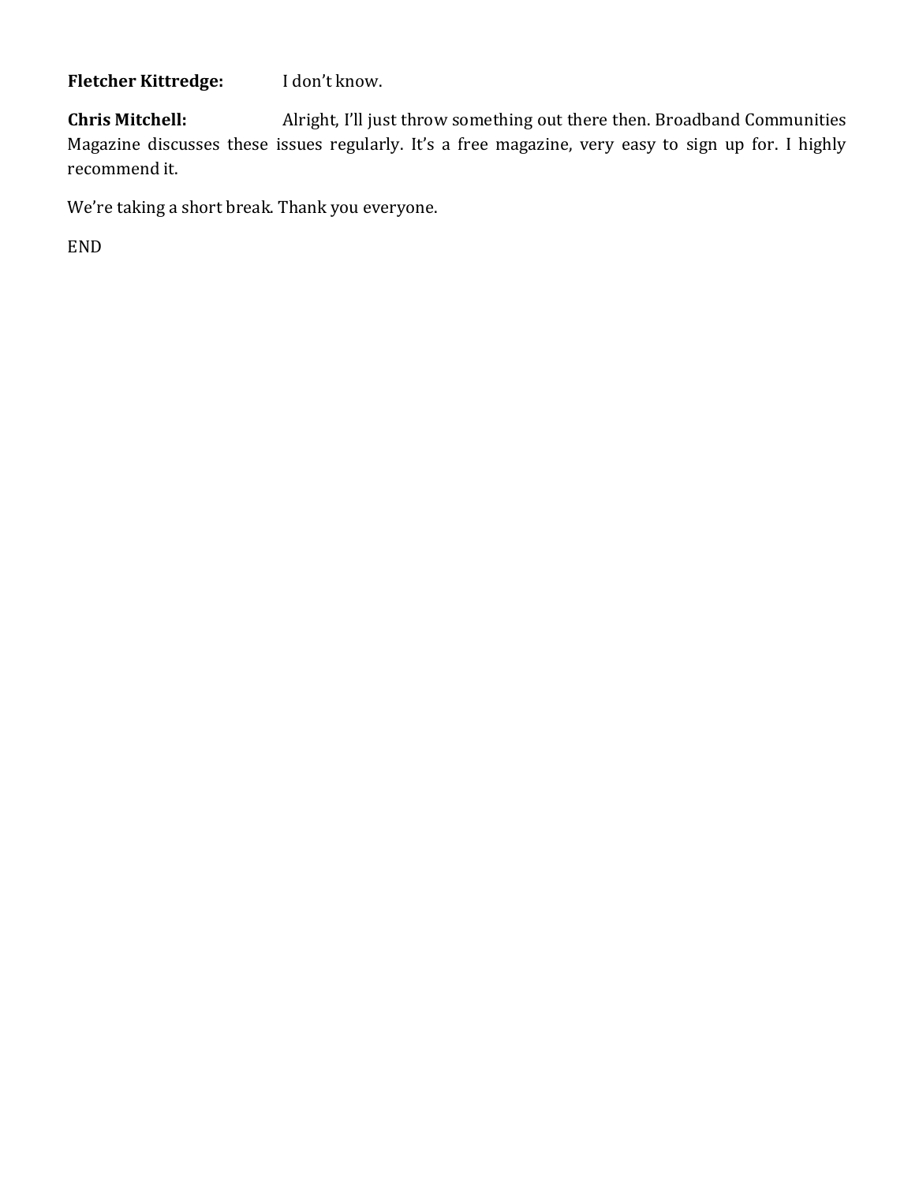**Fletcher Kittredge:** I don't know.

**Chris Mitchell:** Alright, I'll just throw something out there then. Broadband Communities Magazine discusses these issues regularly. It's a free magazine, very easy to sign up for. I highly recommend it.

We're taking a short break. Thank you everyone.

END